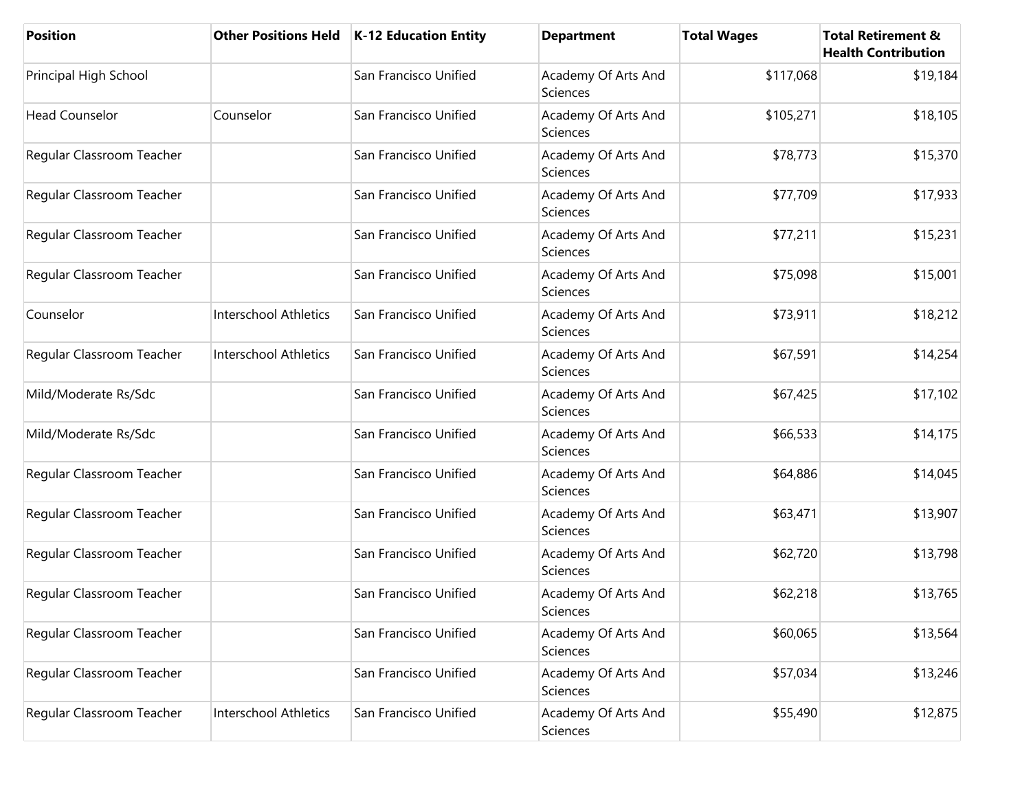| Position | Other Positions Held | K-12 Education Entity | Department | Total Wages | Total Retirement & Health Contribution |
| --- | --- | --- | --- | --- | --- |
| Principal High School | | San Francisco Unified | Academy Of Arts And Sciences | $117,068 | $19,184 |
| Head Counselor | Counselor | San Francisco Unified | Academy Of Arts And Sciences | $105,271 | $18,105 |
| Regular Classroom Teacher | | San Francisco Unified | Academy Of Arts And Sciences | $78,773 | $15,370 |
| Regular Classroom Teacher | | San Francisco Unified | Academy Of Arts And Sciences | $77,709 | $17,933 |
| Regular Classroom Teacher | | San Francisco Unified | Academy Of Arts And Sciences | $77,211 | $15,231 |
| Regular Classroom Teacher | | San Francisco Unified | Academy Of Arts And Sciences | $75,098 | $15,001 |
| Counselor | Interschool Athletics | San Francisco Unified | Academy Of Arts And Sciences | $73,911 | $18,212 |
| Regular Classroom Teacher | Interschool Athletics | San Francisco Unified | Academy Of Arts And Sciences | $67,591 | $14,254 |
| Mild/Moderate Rs/Sdc | | San Francisco Unified | Academy Of Arts And Sciences | $67,425 | $17,102 |
| Mild/Moderate Rs/Sdc | | San Francisco Unified | Academy Of Arts And Sciences | $66,533 | $14,175 |
| Regular Classroom Teacher | | San Francisco Unified | Academy Of Arts And Sciences | $64,886 | $14,045 |
| Regular Classroom Teacher | | San Francisco Unified | Academy Of Arts And Sciences | $63,471 | $13,907 |
| Regular Classroom Teacher | | San Francisco Unified | Academy Of Arts And Sciences | $62,720 | $13,798 |
| Regular Classroom Teacher | | San Francisco Unified | Academy Of Arts And Sciences | $62,218 | $13,765 |
| Regular Classroom Teacher | | San Francisco Unified | Academy Of Arts And Sciences | $60,065 | $13,564 |
| Regular Classroom Teacher | | San Francisco Unified | Academy Of Arts And Sciences | $57,034 | $13,246 |
| Regular Classroom Teacher | Interschool Athletics | San Francisco Unified | Academy Of Arts And Sciences | $55,490 | $12,875 |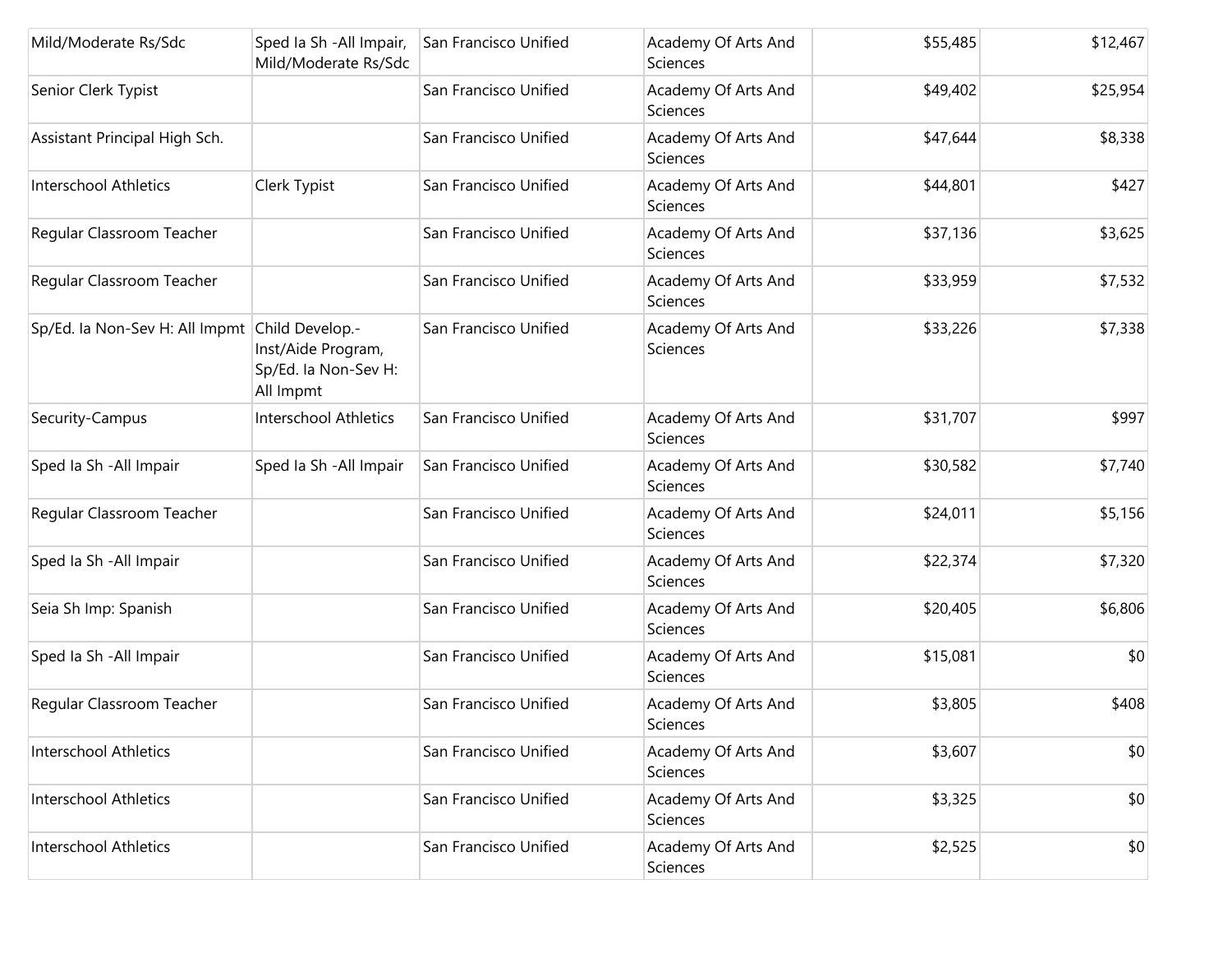| | | | | | |
|---|---|---|---|---|---|
| Mild/Moderate Rs/Sdc | Sped Ia Sh -All Impair, Mild/Moderate Rs/Sdc | San Francisco Unified | Academy Of Arts And Sciences | $55,485 | $12,467 |
| Senior Clerk Typist | | San Francisco Unified | Academy Of Arts And Sciences | $49,402 | $25,954 |
| Assistant Principal High Sch. | | San Francisco Unified | Academy Of Arts And Sciences | $47,644 | $8,338 |
| Interschool Athletics | Clerk Typist | San Francisco Unified | Academy Of Arts And Sciences | $44,801 | $427 |
| Regular Classroom Teacher | | San Francisco Unified | Academy Of Arts And Sciences | $37,136 | $3,625 |
| Regular Classroom Teacher | | San Francisco Unified | Academy Of Arts And Sciences | $33,959 | $7,532 |
| Sp/Ed. Ia Non-Sev H: All Impmt | Child Develop.-Inst/Aide Program, Sp/Ed. Ia Non-Sev H: All Impmt | San Francisco Unified | Academy Of Arts And Sciences | $33,226 | $7,338 |
| Security-Campus | Interschool Athletics | San Francisco Unified | Academy Of Arts And Sciences | $31,707 | $997 |
| Sped Ia Sh -All Impair | Sped Ia Sh -All Impair | San Francisco Unified | Academy Of Arts And Sciences | $30,582 | $7,740 |
| Regular Classroom Teacher | | San Francisco Unified | Academy Of Arts And Sciences | $24,011 | $5,156 |
| Sped Ia Sh -All Impair | | San Francisco Unified | Academy Of Arts And Sciences | $22,374 | $7,320 |
| Seia Sh Imp: Spanish | | San Francisco Unified | Academy Of Arts And Sciences | $20,405 | $6,806 |
| Sped Ia Sh -All Impair | | San Francisco Unified | Academy Of Arts And Sciences | $15,081 | $0 |
| Regular Classroom Teacher | | San Francisco Unified | Academy Of Arts And Sciences | $3,805 | $408 |
| Interschool Athletics | | San Francisco Unified | Academy Of Arts And Sciences | $3,607 | $0 |
| Interschool Athletics | | San Francisco Unified | Academy Of Arts And Sciences | $3,325 | $0 |
| Interschool Athletics | | San Francisco Unified | Academy Of Arts And Sciences | $2,525 | $0 |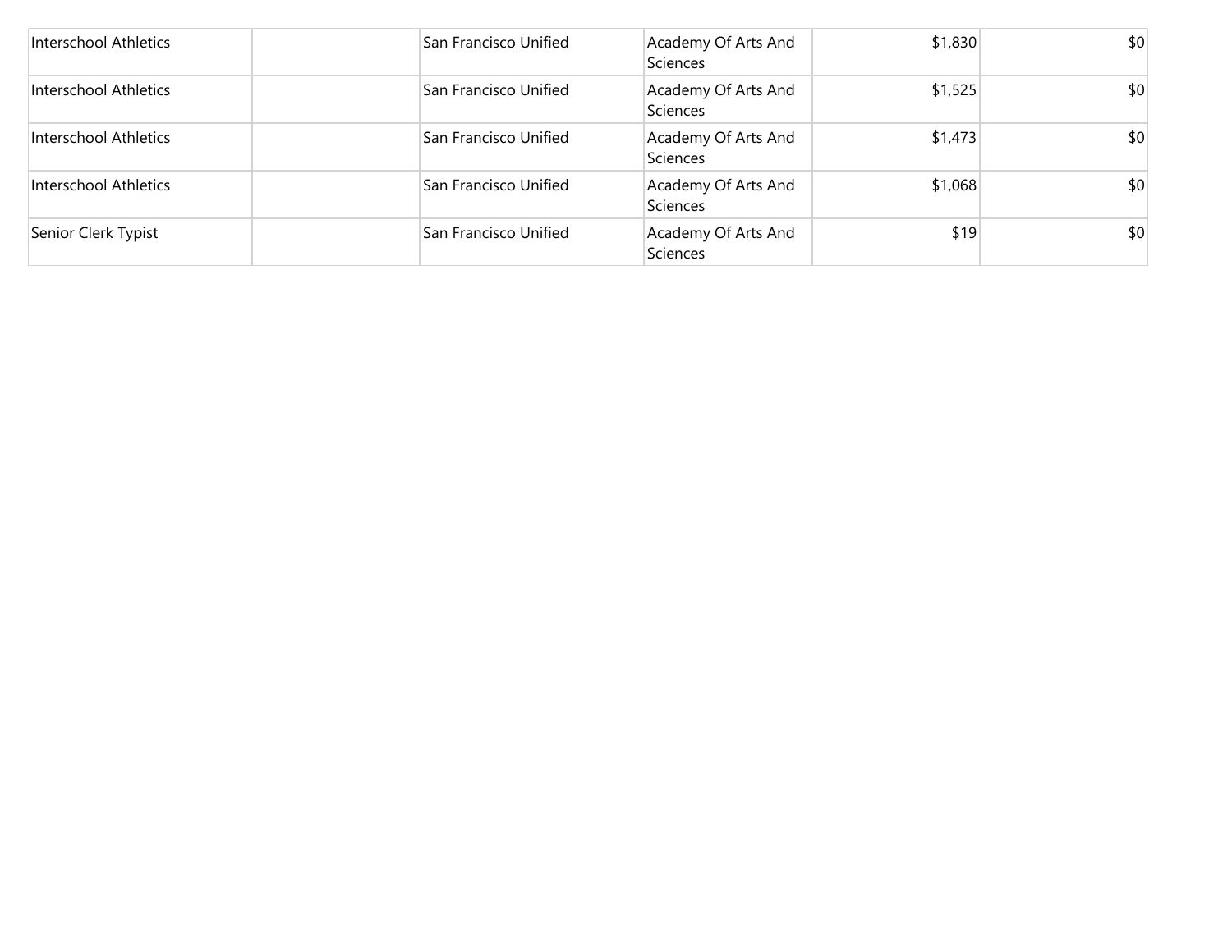| | | | | | |
|---|---|---|---|---|---|
| Interschool Athletics | | San Francisco Unified | Academy Of Arts And Sciences | $1,830 | $0 |
| Interschool Athletics | | San Francisco Unified | Academy Of Arts And Sciences | $1,525 | $0 |
| Interschool Athletics | | San Francisco Unified | Academy Of Arts And Sciences | $1,473 | $0 |
| Interschool Athletics | | San Francisco Unified | Academy Of Arts And Sciences | $1,068 | $0 |
| Senior Clerk Typist | | San Francisco Unified | Academy Of Arts And Sciences | $19 | $0 |